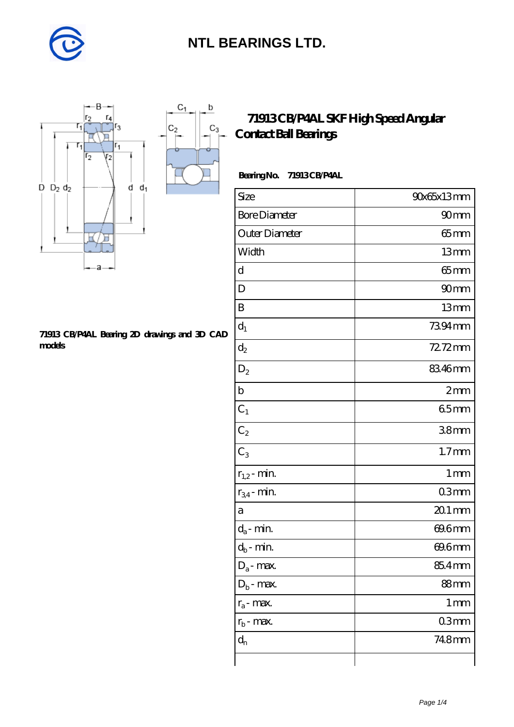# NTL BEARINGS LTD.

## 71913 CB/P4AL SKF High Speed Angular Contact Ball Bearings

**Bearing No. 71913 CB/P4AL**

| Size | 90x65x13 mm |
|---|---|
| Bore Diameter | 90 mm |
| Outer Diameter | 65 mm |
| Width | 13 mm |
| d | 65 mm |
| D | 90 mm |
| B | 13 mm |
| $d_1$ | 73.94 mm |
| $d_2$ | 72.72 mm |
| $D_2$ | 83.46 mm |
| b | 2 mm |
| $C_1$ | 6.5 mm |
| $C_2$ | 3.8 mm |
| $C_3$ | 1.7 mm |
| $r_{1,2}$ - min. | 1 mm |
| $r_{3,4}$ - min. | 0.3 mm |
| a | 20.1 mm |
| $d_a$ - min. | 69.6 mm |
| $d_b$ - min. | 69.6 mm |
| $D_a$ - max. | 85.4 mm |
| $D_b$ - max. | 88 mm |
| $r_a$ - max. | 1 mm |
| $r_b$ - max. | 0.3 mm |
| $d_n$ | 74.8 mm |
| | |

**71913 CB/P4AL Bearing 2D drawings and 3D CAD models**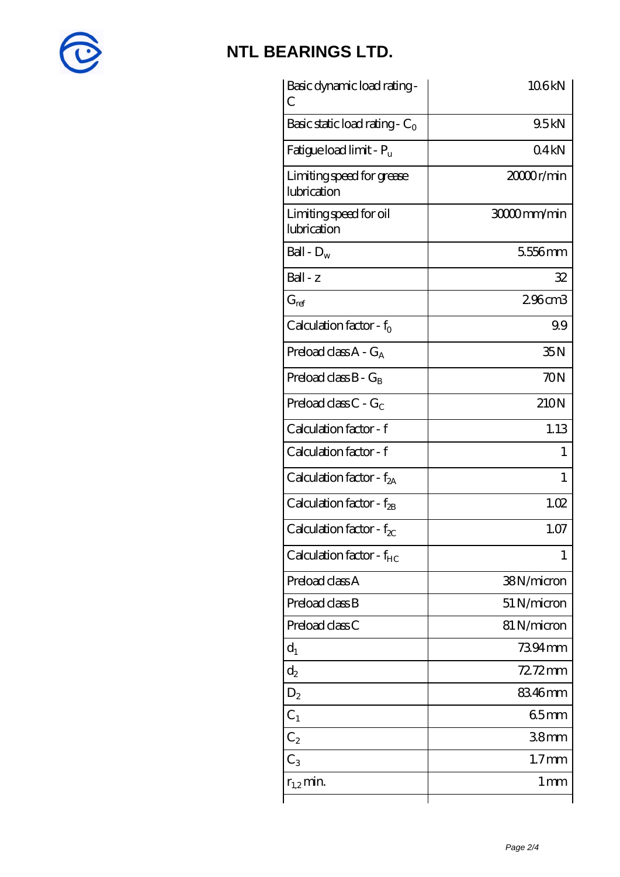NTL BEARINGS LTD.

| | |
|---|---|
| Basic dynamic load rating - C | 10.6 kN |
| Basic static load rating - $C_0$ | 9.5 kN |
| Fatigue load limit - $P_u$ | 0.4 kN |
| Limiting speed for grease lubrication | 20000 r/min |
| Limiting speed for oil lubrication | 30000 mm/min |
| Ball - $D_w$ | 5.556 mm |
| Ball - z | 32 |
| $G_{ref}$ | 2.96 cm3 |
| Calculation factor - $f_0$ | 9.9 |
| Preload class A - $G_A$ | 35 N |
| Preload class B - $G_B$ | 70 N |
| Preload class C - $G_C$ | 210 N |
| Calculation factor - f | 1.13 |
| Calculation factor - f | 1 |
| Calculation factor - $f_{2A}$ | 1 |
| Calculation factor - $f_{2B}$ | 1.02 |
| Calculation factor - $f_{2C}$ | 1.07 |
| Calculation factor - $f_{HC}$ | 1 |
| Preload class A | 38 N/micron |
| Preload class B | 51 N/micron |
| Preload class C | 81 N/micron |
| $d_1$ | 73.94 mm |
| $d_2$ | 72.72 mm |
| $D_2$ | 83.46 mm |
| $C_1$ | 6.5 mm |
| $C_2$ | 3.8 mm |
| $C_3$ | 1.7 mm |
| $r_{1,2}$ min. | 1 mm |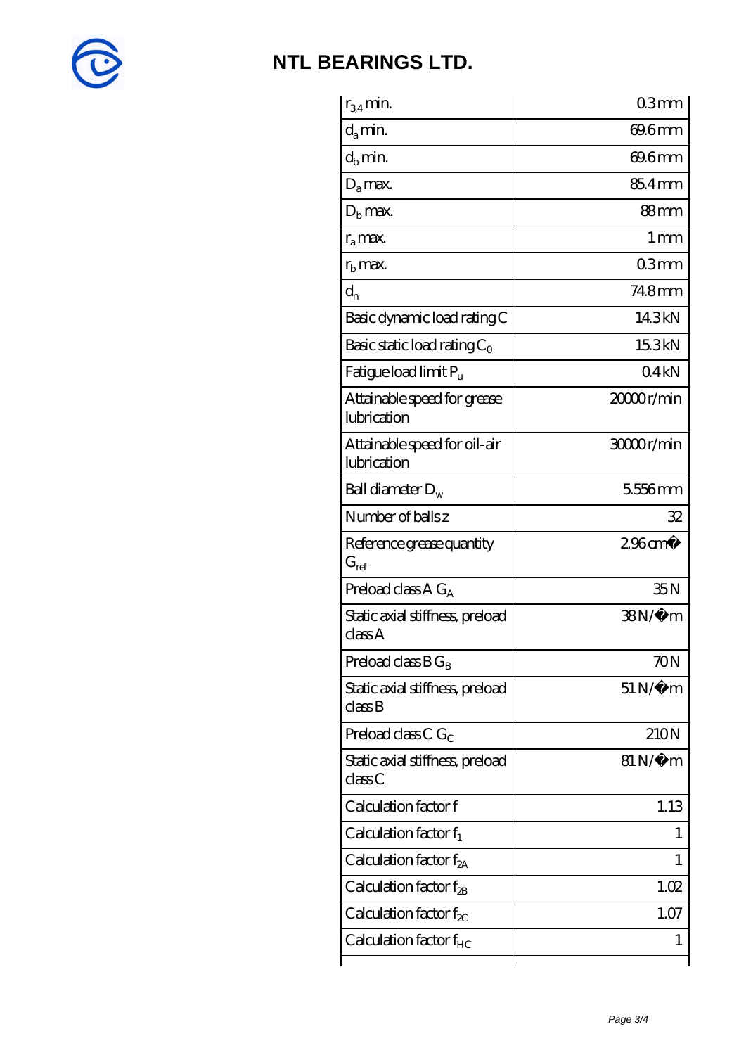# NTL BEARINGS LTD.

| | |
|---|---|
| $r_{3,4}$ min. | 0.3 mm |
| $d_a$ min. | 69.6 mm |
| $d_b$ min. | 69.6 mm |
| $D_a$ max. | 85.4 mm |
| $D_b$ max. | 88 mm |
| $r_a$ max. | 1 mm |
| $r_b$ max. | 0.3 mm |
| $d_n$ | 74.8 mm |
| Basic dynamic load rating C | 14.3 kN |
| Basic static load rating $C_0$ | 15.3 kN |
| Fatigue load limit $P_u$ | 0.4 kN |
| Attainable speed for grease lubrication | 20000 r/min |
| Attainable speed for oil-air lubrication | 30000 r/min |
| Ball diameter $D_w$ | 5.556 mm |
| Number of balls z | 32 |
| Reference grease quantity $G_{ref}$ | 2.96 cm� |
| Preload class A $G_A$ | 35 N |
| Static axial stiffness, preload class A | 38 N/�m |
| Preload class B $G_B$ | 70 N |
| Static axial stiffness, preload class B | 51 N/�m |
| Preload class C $G_C$ | 210 N |
| Static axial stiffness, preload class C | 81 N/�m |
| Calculation factor f | 1.13 |
| Calculation factor $f_1$ | 1 |
| Calculation factor $f_{2A}$ | 1 |
| Calculation factor $f_{2B}$ | 1.02 |
| Calculation factor $f_{2C}$ | 1.07 |
| Calculation factor $f_{HC}$ | 1 |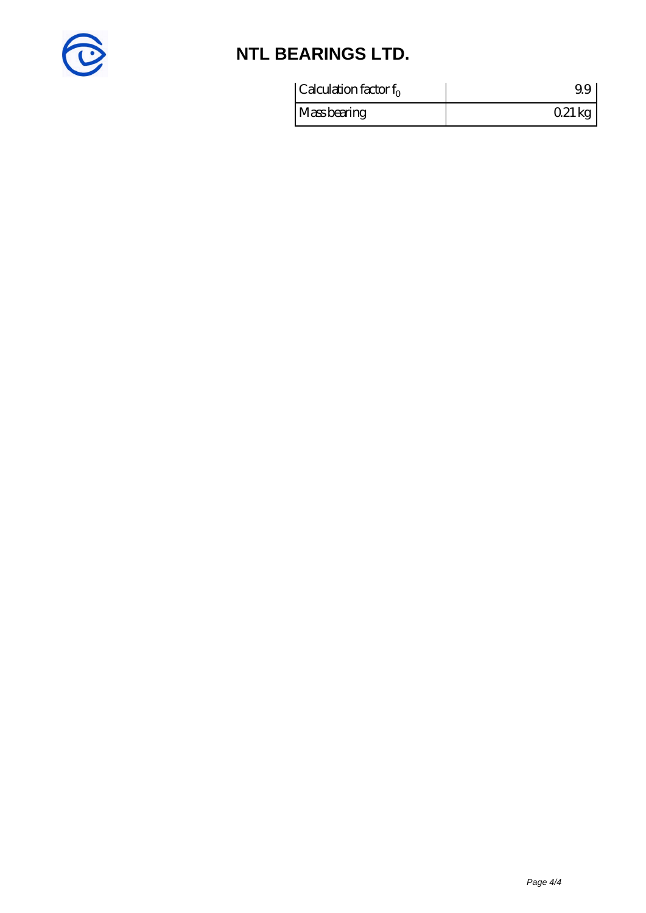| | |
|---|---|
| Calculation factor $f_0$ | 9.9 |
| Mass bearing | 0.21 kg |